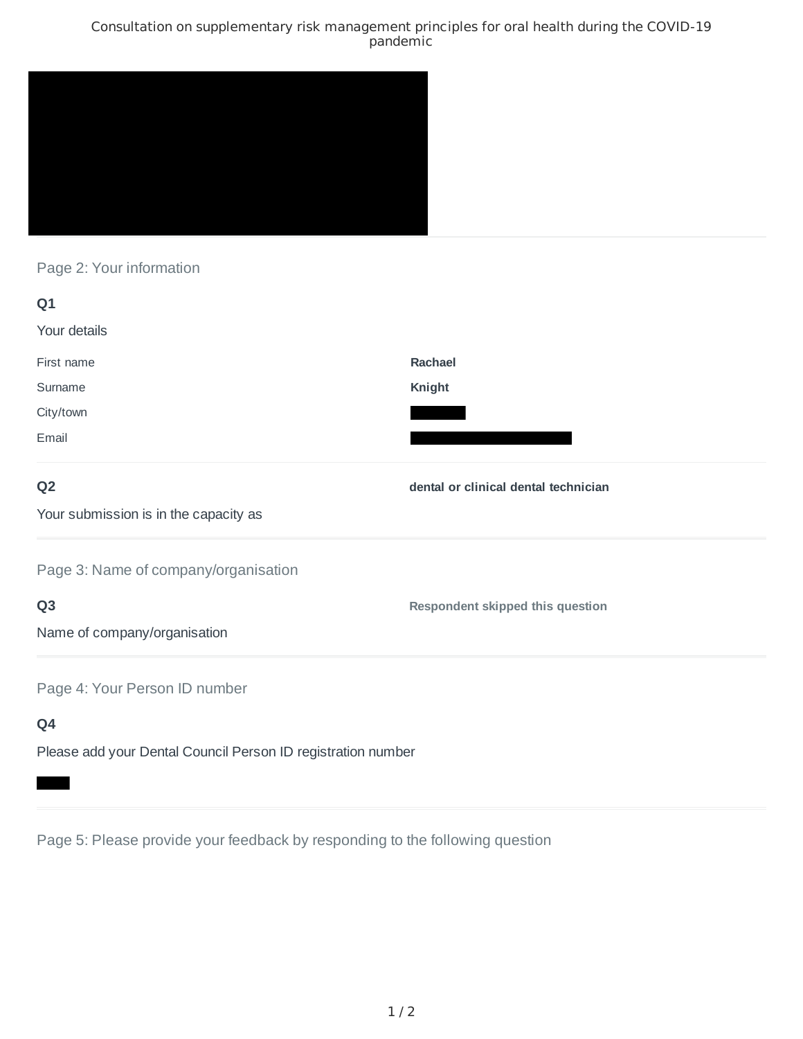# Consultation on supplementary risk management principles for oral health during the COVID-19 pandemic

## Page 2: Your information

**Q1**

Your details

| | |
|---|---|
| First name | **Rachael** |
| Surname | **Knight** |
| City/town | |
| Email | |

**Q2**

Your submission is in the capacity as

**dental or clinical dental technician**

## Page 3: Name of company/organisation

**Q3**

Name of company/organisation

**Respondent skipped this question**

## Page 4: Your Person ID number

**Q4**

Please add your Dental Council Person ID registration number

## Page 5: Please provide your feedback by responding to the following question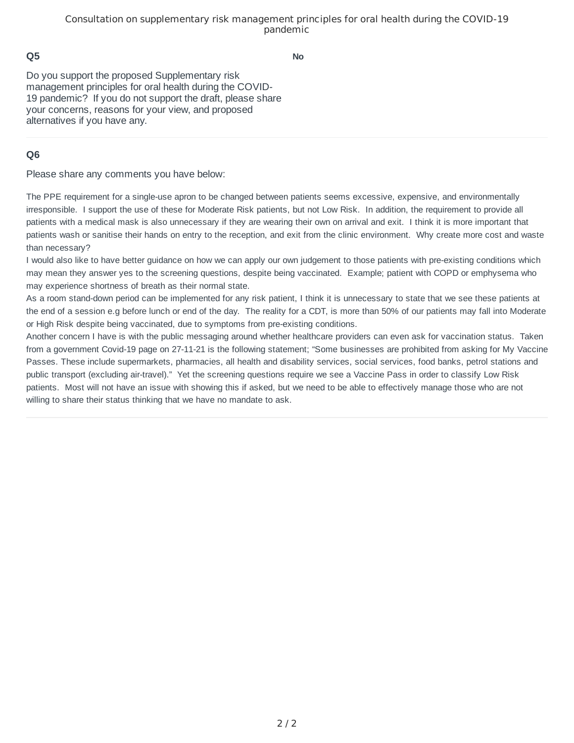### Q5

Do you support the proposed Supplementary risk management principles for oral health during the COVID-19 pandemic? If you do not support the draft, please share your concerns, reasons for your view, and proposed alternatives if you have any.

**No**

### Q6

Please share any comments you have below:

The PPE requirement for a single-use apron to be changed between patients seems excessive, expensive, and environmentally irresponsible. I support the use of these for Moderate Risk patients, but not Low Risk. In addition, the requirement to provide all patients with a medical mask is also unnecessary if they are wearing their own on arrival and exit. I think it is more important that patients wash or sanitise their hands on entry to the reception, and exit from the clinic environment. Why create more cost and waste than necessary?

I would also like to have better guidance on how we can apply our own judgement to those patients with pre-existing conditions which may mean they answer yes to the screening questions, despite being vaccinated. Example; patient with COPD or emphysema who may experience shortness of breath as their normal state.

As a room stand-down period can be implemented for any risk patient, I think it is unnecessary to state that we see these patients at the end of a session e.g before lunch or end of the day. The reality for a CDT, is more than 50% of our patients may fall into Moderate or High Risk despite being vaccinated, due to symptoms from pre-existing conditions.

Another concern I have is with the public messaging around whether healthcare providers can even ask for vaccination status. Taken from a government Covid-19 page on 27-11-21 is the following statement; "Some businesses are prohibited from asking for My Vaccine Passes. These include supermarkets, pharmacies, all health and disability services, social services, food banks, petrol stations and public transport (excluding air-travel)." Yet the screening questions require we see a Vaccine Pass in order to classify Low Risk patients. Most will not have an issue with showing this if asked, but we need to be able to effectively manage those who are not willing to share their status thinking that we have no mandate to ask.